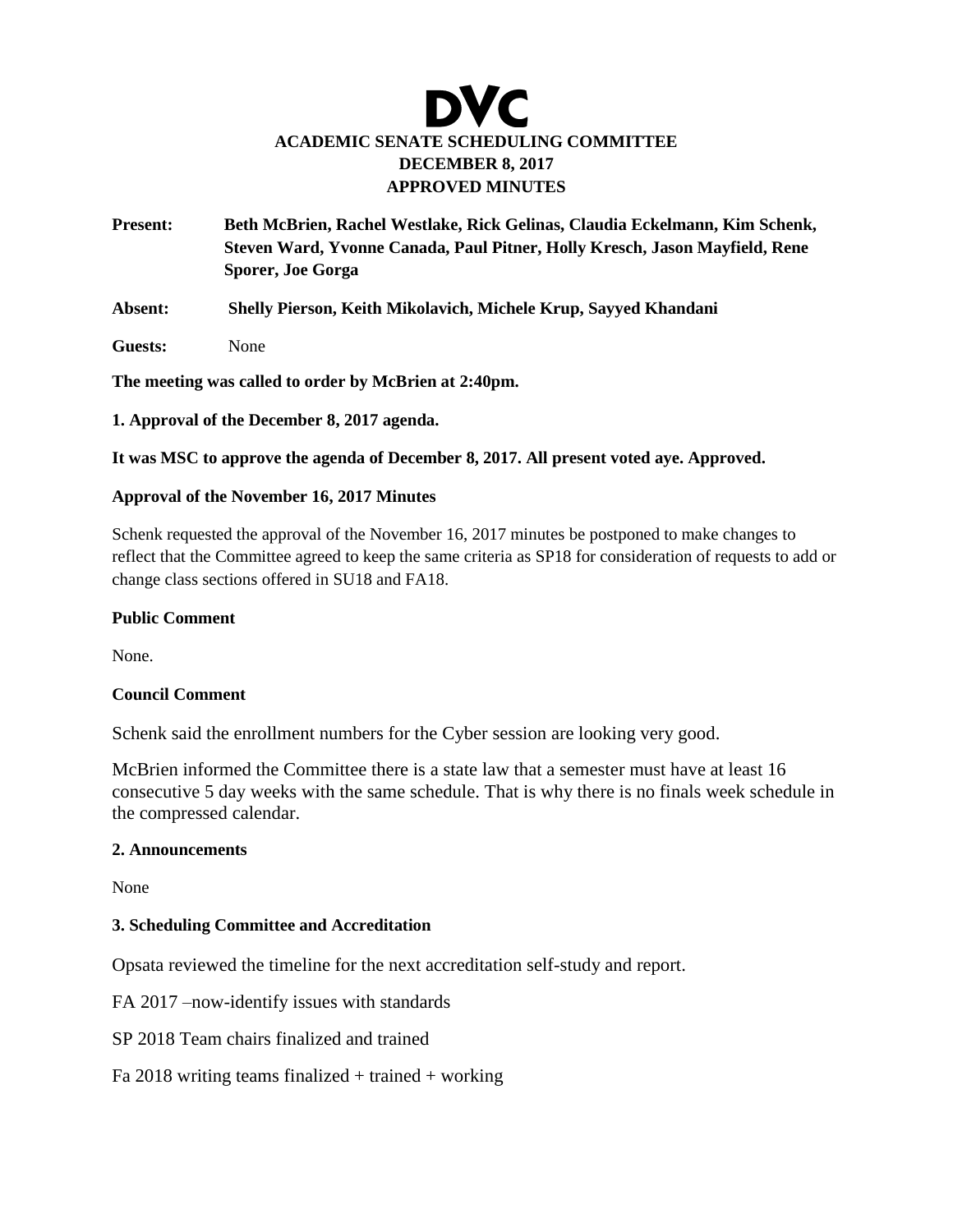# DVC

## ACADEMIC SENATE SCHEDULING COMMITTEE
## DECEMBER 8, 2017
## APPROVED MINUTES

**Present:** **Beth McBrien, Rachel Westlake, Rick Gelinas, Claudia Eckelmann, Kim Schenk, Steven Ward, Yvonne Canada, Paul Pitner, Holly Kresch, Jason Mayfield, Rene Sporer, Joe Gorga**

**Absent:** **Shelly Pierson, Keith Mikolavich, Michele Krup, Sayyed Khandani**

**Guests:** None

**The meeting was called to order by McBrien at 2:40pm.**

**1. Approval of the December 8, 2017 agenda.**

**It was MSC to approve the agenda of December 8, 2017. All present voted aye. Approved.**

**Approval of the November 16, 2017 Minutes**

Schenk requested the approval of the November 16, 2017 minutes be postponed to make changes to reflect that the Committee agreed to keep the same criteria as SP18 for consideration of requests to add or change class sections offered in SU18 and FA18.

**Public Comment**

None.

**Council Comment**

Schenk said the enrollment numbers for the Cyber session are looking very good.

McBrien informed the Committee there is a state law that a semester must have at least 16 consecutive 5 day weeks with the same schedule. That is why there is no finals week schedule in the compressed calendar.

**2. Announcements**

None

**3. Scheduling Committee and Accreditation**

Opsata reviewed the timeline for the next accreditation self-study and report.

FA 2017 –now-identify issues with standards

SP 2018 Team chairs finalized and trained

Fa 2018 writing teams finalized + trained + working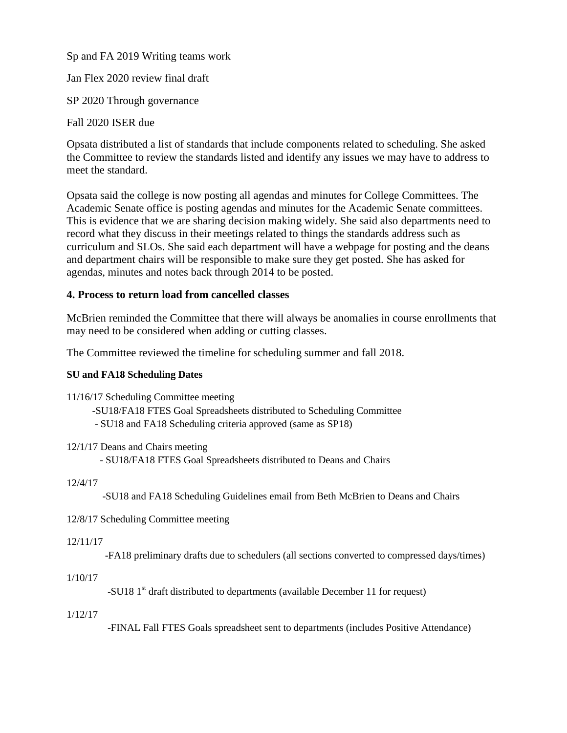Sp and FA 2019 Writing teams work

Jan Flex 2020 review final draft

SP 2020 Through governance

Fall 2020 ISER due

Opsata distributed a list of standards that include components related to scheduling. She asked the Committee to review the standards listed and identify any issues we may have to address to meet the standard.

Opsata said the college is now posting all agendas and minutes for College Committees. The Academic Senate office is posting agendas and minutes for the Academic Senate committees. This is evidence that we are sharing decision making widely. She said also departments need to record what they discuss in their meetings related to things the standards address such as curriculum and SLOs. She said each department will have a webpage for posting and the deans and department chairs will be responsible to make sure they get posted. She has asked for agendas, minutes and notes back through 2014 to be posted.

### 4. Process to return load from cancelled classes

McBrien reminded the Committee that there will always be anomalies in course enrollments that may need to be considered when adding or cutting classes.

The Committee reviewed the timeline for scheduling summer and fall 2018.

#### SU and FA18 Scheduling Dates

11/16/17 Scheduling Committee meeting

- SU18/FA18 FTES Goal Spreadsheets distributed to Scheduling Committee
- SU18 and FA18 Scheduling criteria approved (same as SP18)

12/1/17 Deans and Chairs meeting

- SU18/FA18 FTES Goal Spreadsheets distributed to Deans and Chairs

12/4/17

- SU18 and FA18 Scheduling Guidelines email from Beth McBrien to Deans and Chairs

12/8/17 Scheduling Committee meeting

12/11/17

- FA18 preliminary drafts due to schedulers (all sections converted to compressed days/times)

1/10/17

- SU18 1st draft distributed to departments (available December 11 for request)

1/12/17

- FINAL Fall FTES Goals spreadsheet sent to departments (includes Positive Attendance)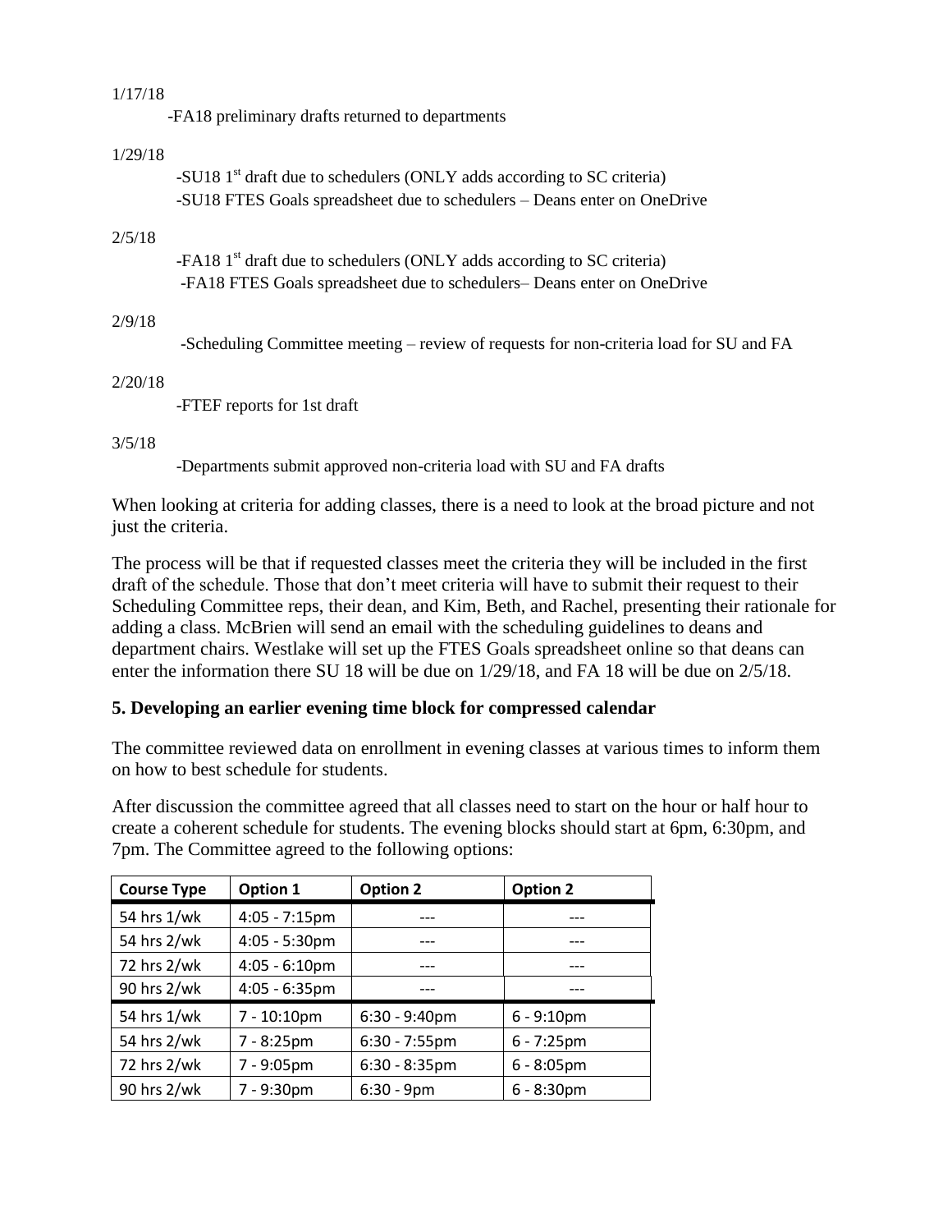1/17/18

-FA18 preliminary drafts returned to departments

1/29/18

-SU18 1st draft due to schedulers (ONLY adds according to SC criteria)
-SU18 FTES Goals spreadsheet due to schedulers – Deans enter on OneDrive

2/5/18

-FA18 1st draft due to schedulers (ONLY adds according to SC criteria)
-FA18 FTES Goals spreadsheet due to schedulers– Deans enter on OneDrive

2/9/18

-Scheduling Committee meeting – review of requests for non-criteria load for SU and FA

2/20/18

-FTEF reports for 1st draft

3/5/18

-Departments submit approved non-criteria load with SU and FA drafts

When looking at criteria for adding classes, there is a need to look at the broad picture and not just the criteria.

The process will be that if requested classes meet the criteria they will be included in the first draft of the schedule. Those that don't meet criteria will have to submit their request to their Scheduling Committee reps, their dean, and Kim, Beth, and Rachel, presenting their rationale for adding a class. McBrien will send an email with the scheduling guidelines to deans and department chairs. Westlake will set up the FTES Goals spreadsheet online so that deans can enter the information there SU 18 will be due on 1/29/18, and FA 18 will be due on 2/5/18.

**5. Developing an earlier evening time block for compressed calendar**

The committee reviewed data on enrollment in evening classes at various times to inform them on how to best schedule for students.

After discussion the committee agreed that all classes need to start on the hour or half hour to create a coherent schedule for students. The evening blocks should start at 6pm, 6:30pm, and 7pm. The Committee agreed to the following options:

| Course Type | Option 1 | Option 2 | Option 2 |
|---|---|---|---|
| 54 hrs 1/wk | 4:05 - 7:15pm | --- | --- |
| 54 hrs 2/wk | 4:05 - 5:30pm | --- | --- |
| 72 hrs 2/wk | 4:05 - 6:10pm | --- | --- |
| 90 hrs 2/wk | 4:05 - 6:35pm | --- | --- |
| 54 hrs 1/wk | 7 - 10:10pm | 6:30 - 9:40pm | 6 - 9:10pm |
| 54 hrs 2/wk | 7 - 8:25pm | 6:30 - 7:55pm | 6 - 7:25pm |
| 72 hrs 2/wk | 7 - 9:05pm | 6:30 - 8:35pm | 6 - 8:05pm |
| 90 hrs 2/wk | 7 - 9:30pm | 6:30 - 9pm | 6 - 8:30pm |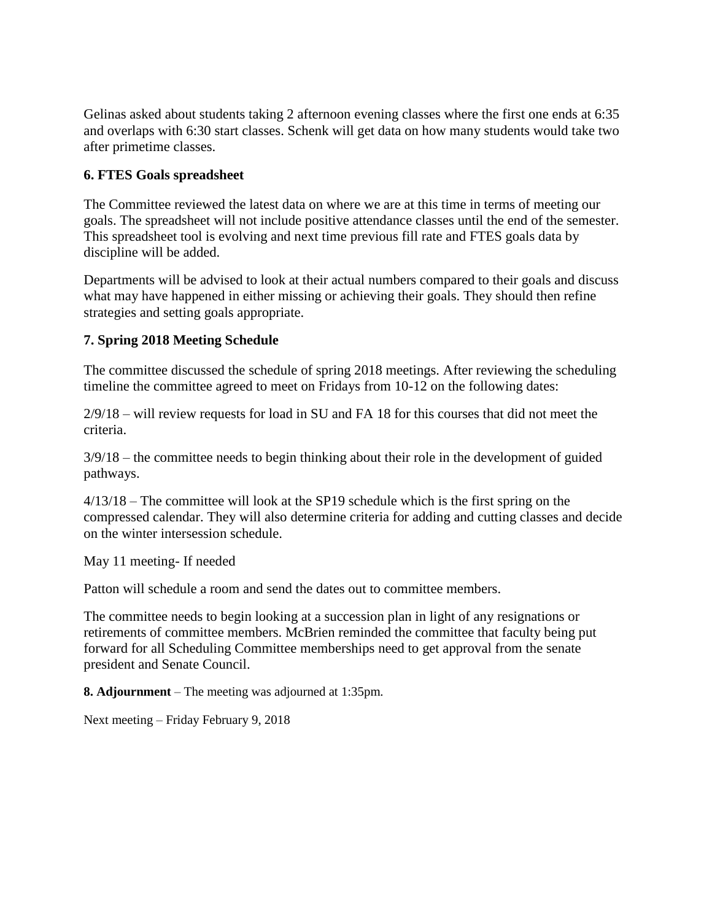Gelinas asked about students taking 2 afternoon evening classes where the first one ends at 6:35 and overlaps with 6:30 start classes. Schenk will get data on how many students would take two after primetime classes.

**6. FTES Goals spreadsheet**

The Committee reviewed the latest data on where we are at this time in terms of meeting our goals. The spreadsheet will not include positive attendance classes until the end of the semester. This spreadsheet tool is evolving and next time previous fill rate and FTES goals data by discipline will be added.

Departments will be advised to look at their actual numbers compared to their goals and discuss what may have happened in either missing or achieving their goals. They should then refine strategies and setting goals appropriate.

**7. Spring 2018 Meeting Schedule**

The committee discussed the schedule of spring 2018 meetings. After reviewing the scheduling timeline the committee agreed to meet on Fridays from 10-12 on the following dates:

2/9/18 – will review requests for load in SU and FA 18 for this courses that did not meet the criteria.

3/9/18 – the committee needs to begin thinking about their role in the development of guided pathways.

4/13/18 – The committee will look at the SP19 schedule which is the first spring on the compressed calendar. They will also determine criteria for adding and cutting classes and decide on the winter intersession schedule.

May 11 meeting- If needed

Patton will schedule a room and send the dates out to committee members.

The committee needs to begin looking at a succession plan in light of any resignations or retirements of committee members. McBrien reminded the committee that faculty being put forward for all Scheduling Committee memberships need to get approval from the senate president and Senate Council.

**8. Adjournment** – The meeting was adjourned at 1:35pm.

Next meeting – Friday February 9, 2018